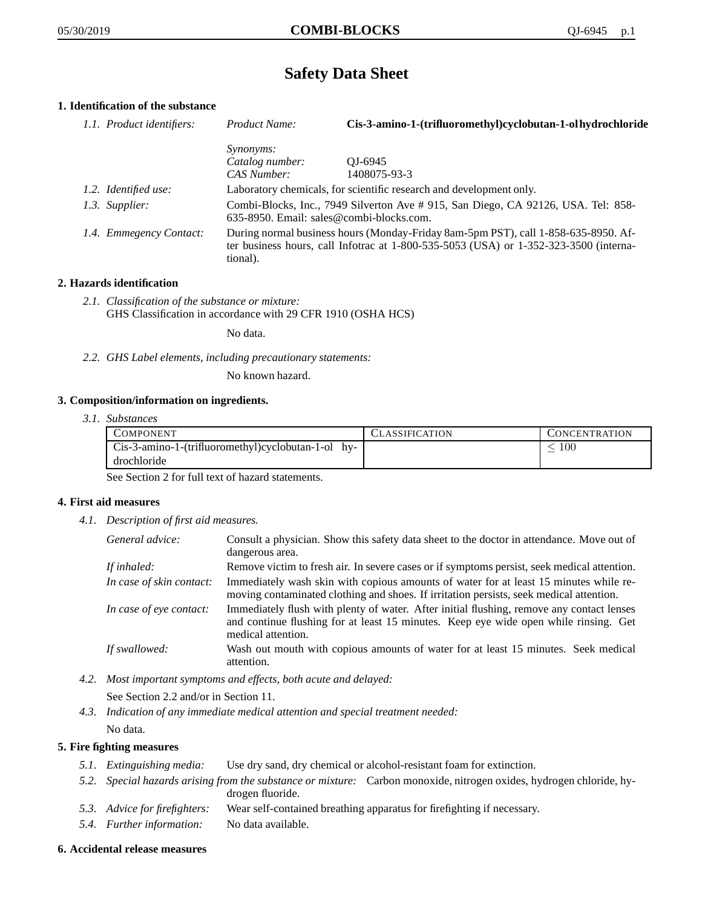# Safety Data Sheet

## 1. Identification of the substance

*1.1. Product identifiers:* *Product Name:* **Cis-3-amino-1-(trifluoromethyl)cyclobutan-1-ol hydrochloride**

*Synonyms:*
*Catalog number:* QJ-6945
*CAS Number:* 1408075-93-3

*1.2. Identified use:* Laboratory chemicals, for scientific research and development only.

*1.3. Supplier:* Combi-Blocks, Inc., 7949 Silverton Ave # 915, San Diego, CA 92126, USA. Tel: 858-635-8950. Email: sales@combi-blocks.com.

*1.4. Emmegency Contact:* During normal business hours (Monday-Friday 8am-5pm PST), call 1-858-635-8950. After business hours, call Infotrac at 1-800-535-5053 (USA) or 1-352-323-3500 (international).

## 2. Hazards identification

*2.1. Classification of the substance or mixture:*
GHS Classification in accordance with 29 CFR 1910 (OSHA HCS)

No data.

*2.2. GHS Label elements, including precautionary statements:*

No known hazard.

## 3. Composition/information on ingredients.

*3.1. Substances*

| COMPONENT | CLASSIFICATION | CONCENTRATION |
|---|---|---|
| Cis-3-amino-1-(trifluoromethyl)cyclobutan-1-ol hydrochloride | | $\leq 100$ |

See Section 2 for full text of hazard statements.

## 4. First aid measures

*4.1. Description of first aid measures.*

*General advice:* Consult a physician. Show this safety data sheet to the doctor in attendance. Move out of dangerous area.

*If inhaled:* Remove victim to fresh air. In severe cases or if symptoms persist, seek medical attention.

*In case of skin contact:* Immediately wash skin with copious amounts of water for at least 15 minutes while removing contaminated clothing and shoes. If irritation persists, seek medical attention.

*In case of eye contact:* Immediately flush with plenty of water. After initial flushing, remove any contact lenses and continue flushing for at least 15 minutes. Keep eye wide open while rinsing. Get medical attention.

*If swallowed:* Wash out mouth with copious amounts of water for at least 15 minutes. Seek medical attention.

*4.2. Most important symptoms and effects, both acute and delayed:*

See Section 2.2 and/or in Section 11.

*4.3. Indication of any immediate medical attention and special treatment needed:*

No data.

## 5. Fire fighting measures

*5.1. Extinguishing media:* Use dry sand, dry chemical or alcohol-resistant foam for extinction.

*5.2. Special hazards arising from the substance or mixture:* Carbon monoxide, nitrogen oxides, hydrogen chloride, hydrogen fluoride.

*5.3. Advice for firefighters:* Wear self-contained breathing apparatus for firefighting if necessary.

*5.4. Further information:* No data available.

## 6. Accidental release measures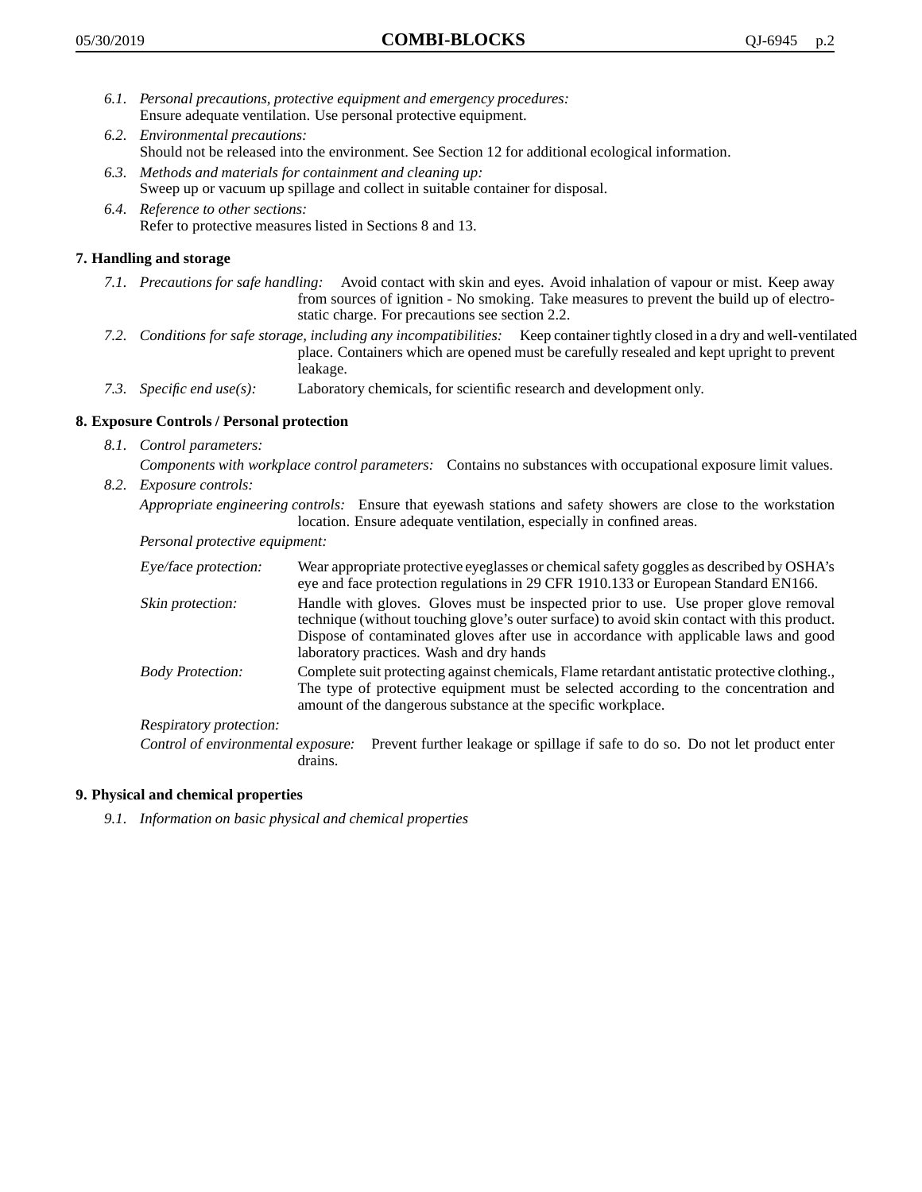- *6.1. Personal precautions, protective equipment and emergency procedures:*
  Ensure adequate ventilation. Use personal protective equipment.
- *6.2. Environmental precautions:*
  Should not be released into the environment. See Section 12 for additional ecological information.
- *6.3. Methods and materials for containment and cleaning up:*
  Sweep up or vacuum up spillage and collect in suitable container for disposal.
- *6.4. Reference to other sections:*
  Refer to protective measures listed in Sections 8 and 13.

## 7. Handling and storage

- *7.1. Precautions for safe handling:* Avoid contact with skin and eyes. Avoid inhalation of vapour or mist. Keep away from sources of ignition - No smoking. Take measures to prevent the build up of electrostatic charge. For precautions see section 2.2.
- *7.2. Conditions for safe storage, including any incompatibilities:* Keep container tightly closed in a dry and well-ventilated place. Containers which are opened must be carefully resealed and kept upright to prevent leakage.
- *7.3. Specific end use(s):* Laboratory chemicals, for scientific research and development only.

## 8. Exposure Controls / Personal protection

- *8.1. Control parameters:*
  *Components with workplace control parameters:* Contains no substances with occupational exposure limit values.
- *8.2. Exposure controls:*
  *Appropriate engineering controls:* Ensure that eyewash stations and safety showers are close to the workstation location. Ensure adequate ventilation, especially in confined areas.

  *Personal protective equipment:*

  *Eye/face protection:* Wear appropriate protective eyeglasses or chemical safety goggles as described by OSHA's eye and face protection regulations in 29 CFR 1910.133 or European Standard EN166.

  *Skin protection:* Handle with gloves. Gloves must be inspected prior to use. Use proper glove removal technique (without touching glove's outer surface) to avoid skin contact with this product. Dispose of contaminated gloves after use in accordance with applicable laws and good laboratory practices. Wash and dry hands

  *Body Protection:* Complete suit protecting against chemicals, Flame retardant antistatic protective clothing., The type of protective equipment must be selected according to the concentration and amount of the dangerous substance at the specific workplace.

  *Respiratory protection:*

  *Control of environmental exposure:* Prevent further leakage or spillage if safe to do so. Do not let product enter drains.

## 9. Physical and chemical properties

- *9.1. Information on basic physical and chemical properties*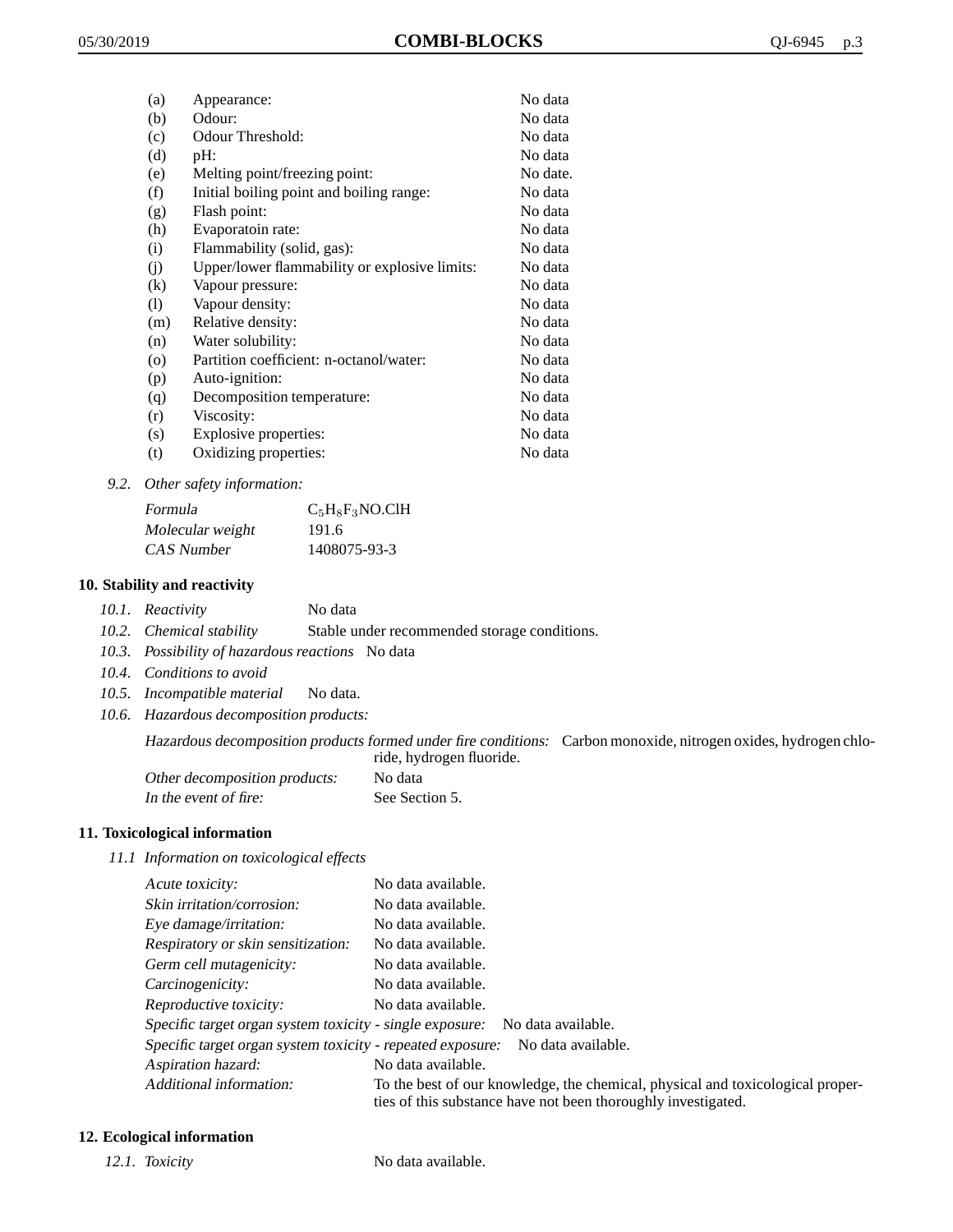| | | |
|---|---|---|
| (a) | Appearance: | No data |
| (b) | Odour: | No data |
| (c) | Odour Threshold: | No data |
| (d) | pH: | No data |
| (e) | Melting point/freezing point: | No date. |
| (f) | Initial boiling point and boiling range: | No data |
| (g) | Flash point: | No data |
| (h) | Evaporatoin rate: | No data |
| (i) | Flammability (solid, gas): | No data |
| (j) | Upper/lower flammability or explosive limits: | No data |
| (k) | Vapour pressure: | No data |
| (l) | Vapour density: | No data |
| (m) | Relative density: | No data |
| (n) | Water solubility: | No data |
| (o) | Partition coefficient: n-octanol/water: | No data |
| (p) | Auto-ignition: | No data |
| (q) | Decomposition temperature: | No data |
| (r) | Viscosity: | No data |
| (s) | Explosive properties: | No data |
| (t) | Oxidizing properties: | No data |

*9.2. Other safety information:*

| | |
|---|---|
| *Formula* | $C_5H_8F_3NO.ClH$ |
| *Molecular weight* | 191.6 |
| *CAS Number* | 1408075-93-3 |

## 10. Stability and reactivity

*10.1. Reactivity* No data

*10.2. Chemical stability* Stable under recommended storage conditions.

*10.3. Possibility of hazardous reactions* No data

*10.4. Conditions to avoid*

*10.5. Incompatible material* No data.

*10.6. Hazardous decomposition products:*

*Hazardous decomposition products formed under fire conditions:* Carbon monoxide, nitrogen oxides, hydrogen chloride, hydrogen fluoride.

*Other decomposition products:* No data

*In the event of fire:* See Section 5.

## 11. Toxicological information

*11.1 Information on toxicological effects*

| | |
|---|---|
| *Acute toxicity:* | No data available. |
| *Skin irritation/corrosion:* | No data available. |
| *Eye damage/irritation:* | No data available. |
| *Respiratory or skin sensitization:* | No data available. |
| *Germ cell mutagenicity:* | No data available. |
| *Carcinogenicity:* | No data available. |
| *Reproductive toxicity:* | No data available. |
| *Specific target organ system toxicity - single exposure:* | No data available. |
| *Specific target organ system toxicity - repeated exposure:* | No data available. |
| *Aspiration hazard:* | No data available. |
| *Additional information:* | To the best of our knowledge, the chemical, physical and toxicological properties of this substance have not been thoroughly investigated. |

## 12. Ecological information

*12.1. Toxicity* No data available.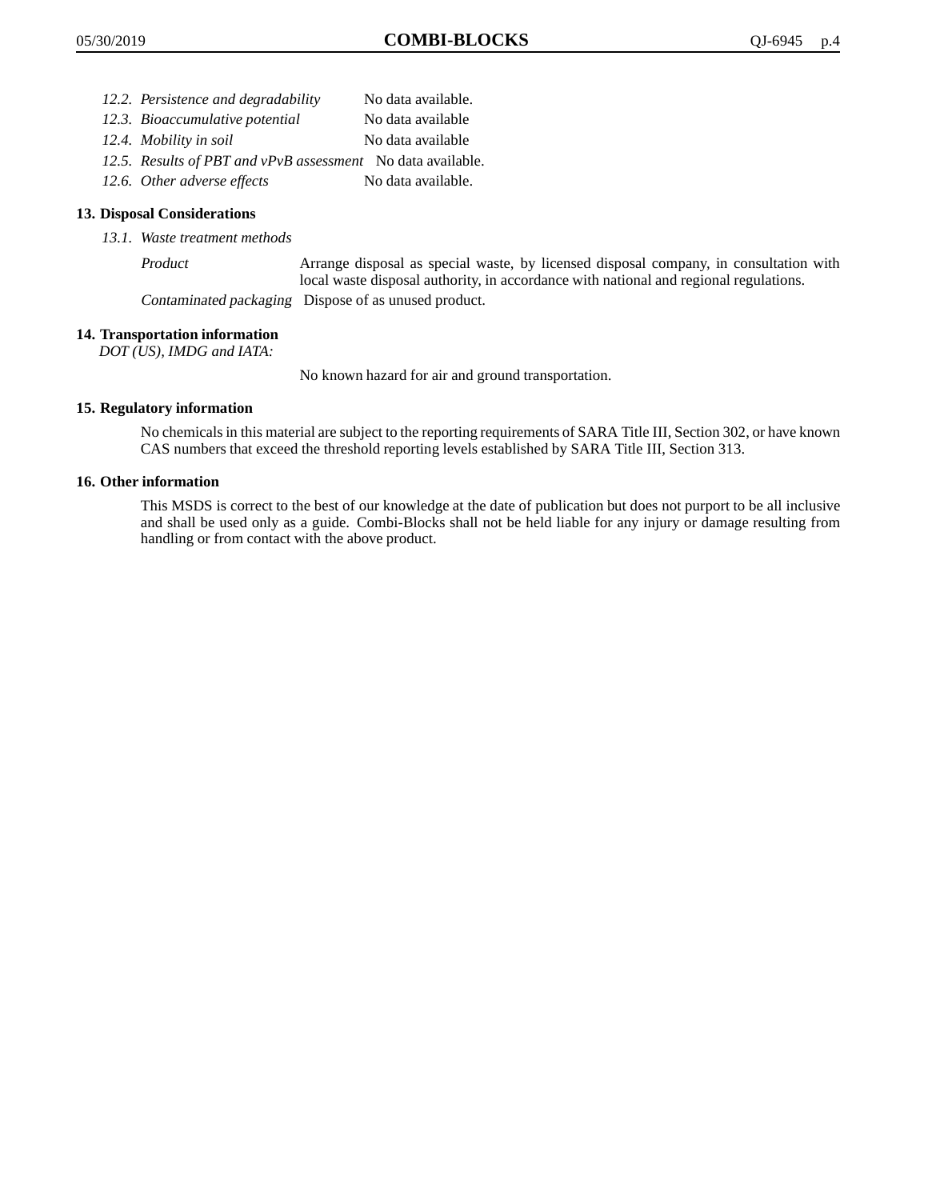*12.2. Persistence and degradability* No data available.

*12.3. Bioaccumulative potential* No data available

*12.4. Mobility in soil* No data available

*12.5. Results of PBT and vPvB assessment* No data available.

*12.6. Other adverse effects* No data available.

## 13. Disposal Considerations

*13.1. Waste treatment methods*

*Product* Arrange disposal as special waste, by licensed disposal company, in consultation with local waste disposal authority, in accordance with national and regional regulations.

*Contaminated packaging* Dispose of as unused product.

## 14. Transportation information

*DOT (US), IMDG and IATA:*

No known hazard for air and ground transportation.

## 15. Regulatory information

No chemicals in this material are subject to the reporting requirements of SARA Title III, Section 302, or have known CAS numbers that exceed the threshold reporting levels established by SARA Title III, Section 313.

## 16. Other information

This MSDS is correct to the best of our knowledge at the date of publication but does not purport to be all inclusive and shall be used only as a guide. Combi-Blocks shall not be held liable for any injury or damage resulting from handling or from contact with the above product.